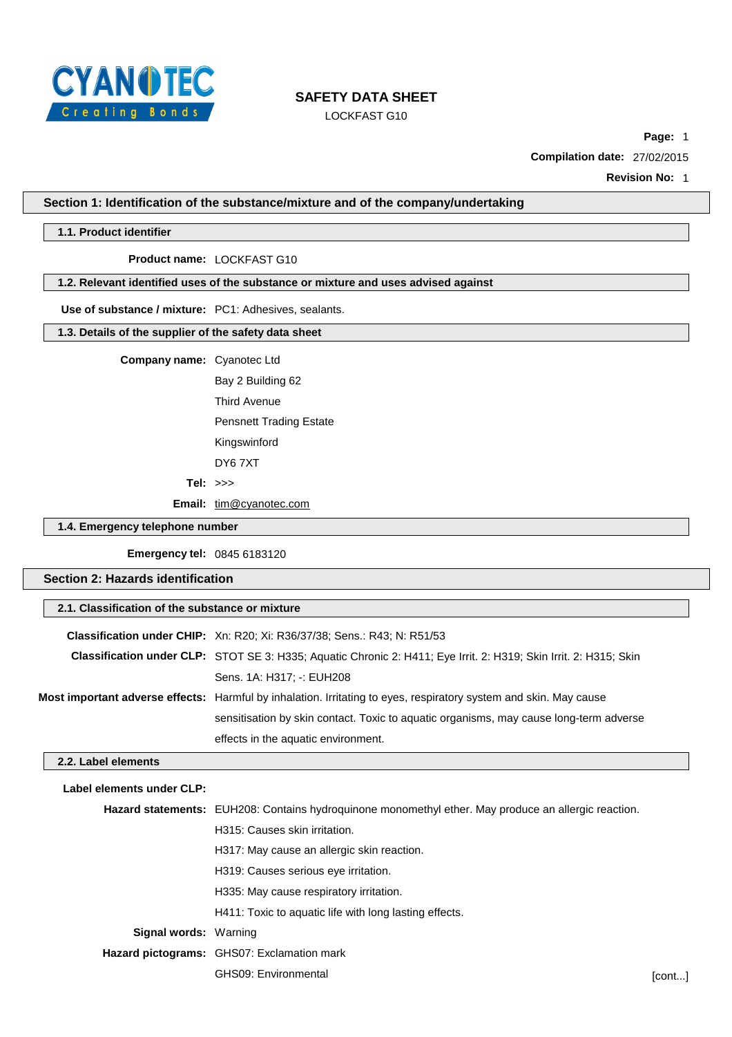# SAFETY DATA SHEET

LOCKFAST G10

**Compilation date:** 27/02/2015

**Revision No:** 1

## Section 1: Identification of the substance/mixture and of the company/undertaking

### 1.1. Product identifier

**Product name:** LOCKFAST G10

### 1.2. Relevant identified uses of the substance or mixture and uses advised against

**Use of substance / mixture:** PC1: Adhesives, sealants.

### 1.3. Details of the supplier of the safety data sheet

**Company name:** Cyanotec Ltd

Bay 2 Building 62

Third Avenue

Pensnett Trading Estate

Kingswinford

DY6 7XT

**Tel:** >>>

**Email:** tim@cyanotec.com

### 1.4. Emergency telephone number

**Emergency tel:** 0845 6183120

## Section 2: Hazards identification

### 2.1. Classification of the substance or mixture

**Classification under CHIP:** Xn: R20; Xi: R36/37/38; Sens.: R43; N: R51/53

**Classification under CLP:** STOT SE 3: H335; Aquatic Chronic 2: H411; Eye Irrit. 2: H319; Skin Irrit. 2: H315; Skin Sens. 1A: H317; -: EUH208

**Most important adverse effects:** Harmful by inhalation. Irritating to eyes, respiratory system and skin. May cause sensitisation by skin contact. Toxic to aquatic organisms, may cause long-term adverse effects in the aquatic environment.

### 2.2. Label elements

**Label elements under CLP:**

**Hazard statements:** EUH208: Contains hydroquinone monomethyl ether. May produce an allergic reaction.

H315: Causes skin irritation.

H317: May cause an allergic skin reaction.

H319: Causes serious eye irritation.

H335: May cause respiratory irritation.

H411: Toxic to aquatic life with long lasting effects.

**Signal words:** Warning

**Hazard pictograms:** GHS07: Exclamation mark

GHS09: Environmental

[cont...]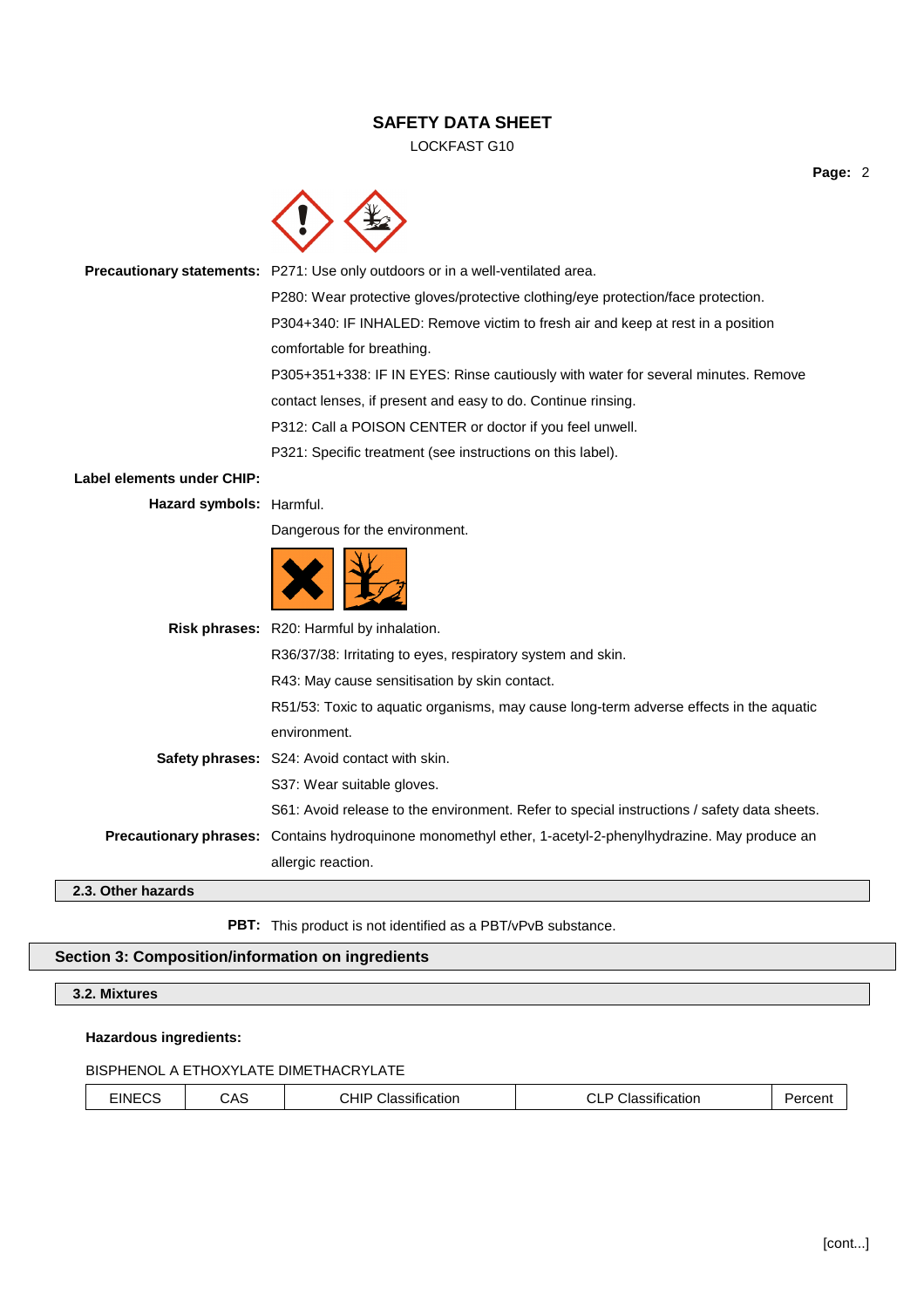**Precautionary statements:** P271: Use only outdoors or in a well-ventilated area.

P280: Wear protective gloves/protective clothing/eye protection/face protection.

P304+340: IF INHALED: Remove victim to fresh air and keep at rest in a position comfortable for breathing.

P305+351+338: IF IN EYES: Rinse cautiously with water for several minutes. Remove contact lenses, if present and easy to do. Continue rinsing.

P312: Call a POISON CENTER or doctor if you feel unwell.

P321: Specific treatment (see instructions on this label).

**Label elements under CHIP:**

**Hazard symbols:** Harmful.

Dangerous for the environment.

**Risk phrases:** R20: Harmful by inhalation.

R36/37/38: Irritating to eyes, respiratory system and skin.

R43: May cause sensitisation by skin contact.

R51/53: Toxic to aquatic organisms, may cause long-term adverse effects in the aquatic environment.

**Safety phrases:** S24: Avoid contact with skin.

S37: Wear suitable gloves.

S61: Avoid release to the environment. Refer to special instructions / safety data sheets.

**Precautionary phrases:** Contains hydroquinone monomethyl ether, 1-acetyl-2-phenylhydrazine. May produce an allergic reaction.

### 2.3. Other hazards

**PBT:** This product is not identified as a PBT/vPvB substance.

## Section 3: Composition/information on ingredients

### 3.2. Mixtures

**Hazardous ingredients:**

BISPHENOL A ETHOXYLATE DIMETHACRYLATE

| EINECS | CAS | CHIP Classification | CLP Classification | Percent |
|---|---|---|---|---|

[cont...]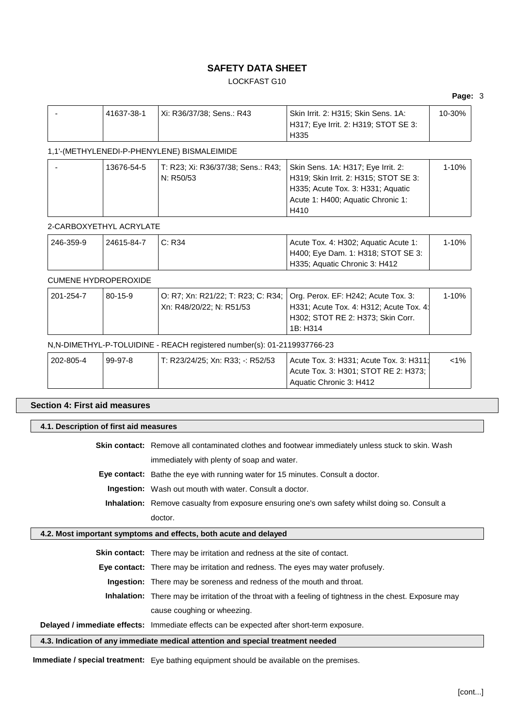| | | | | |
|---|---|---|---|---|
| - | 41637-38-1 | Xi: R36/37/38; Sens.: R43 | Skin Irrit. 2: H315; Skin Sens. 1A: H317; Eye Irrit. 2: H319; STOT SE 3: H335 | 10-30% |

1,1'-(METHYLENEDI-P-PHENYLENE) BISMALEIMIDE

| | | | | |
|---|---|---|---|---|
| - | 13676-54-5 | T: R23; Xi: R36/37/38; Sens.: R43; N: R50/53 | Skin Sens. 1A: H317; Eye Irrit. 2: H319; Skin Irrit. 2: H315; STOT SE 3: H335; Acute Tox. 3: H331; Aquatic Acute 1: H400; Aquatic Chronic 1: H410 | 1-10% |

2-CARBOXYETHYL ACRYLATE

| | | | | |
|---|---|---|---|---|
| 246-359-9 | 24615-84-7 | C: R34 | Acute Tox. 4: H302; Aquatic Acute 1: H400; Eye Dam. 1: H318; STOT SE 3: H335; Aquatic Chronic 3: H412 | 1-10% |

CUMENE HYDROPEROXIDE

| | | | | |
|---|---|---|---|---|
| 201-254-7 | 80-15-9 | O: R7; Xn: R21/22; T: R23; C: R34; Xn: R48/20/22; N: R51/53 | Org. Perox. EF: H242; Acute Tox. 3: H331; Acute Tox. 4: H312; Acute Tox. 4: H302; STOT RE 2: H373; Skin Corr. 1B: H314 | 1-10% |

N,N-DIMETHYL-P-TOLUIDINE - REACH registered number(s): 01-2119937766-23

| | | | | |
|---|---|---|---|---|
| 202-805-4 | 99-97-8 | T: R23/24/25; Xn: R33; -: R52/53 | Acute Tox. 3: H331; Acute Tox. 3: H311; Acute Tox. 3: H301; STOT RE 2: H373; Aquatic Chronic 3: H412 | <1% |

## Section 4: First aid measures

### 4.1. Description of first aid measures

**Skin contact:** Remove all contaminated clothes and footwear immediately unless stuck to skin. Wash immediately with plenty of soap and water.

**Eye contact:** Bathe the eye with running water for 15 minutes. Consult a doctor.

**Ingestion:** Wash out mouth with water. Consult a doctor.

**Inhalation:** Remove casualty from exposure ensuring one's own safety whilst doing so. Consult a doctor.

### 4.2. Most important symptoms and effects, both acute and delayed

**Skin contact:** There may be irritation and redness at the site of contact.

**Eye contact:** There may be irritation and redness. The eyes may water profusely.

**Ingestion:** There may be soreness and redness of the mouth and throat.

**Inhalation:** There may be irritation of the throat with a feeling of tightness in the chest. Exposure may cause coughing or wheezing.

**Delayed / immediate effects:** Immediate effects can be expected after short-term exposure.

### 4.3. Indication of any immediate medical attention and special treatment needed

**Immediate / special treatment:** Eye bathing equipment should be available on the premises.

[cont...]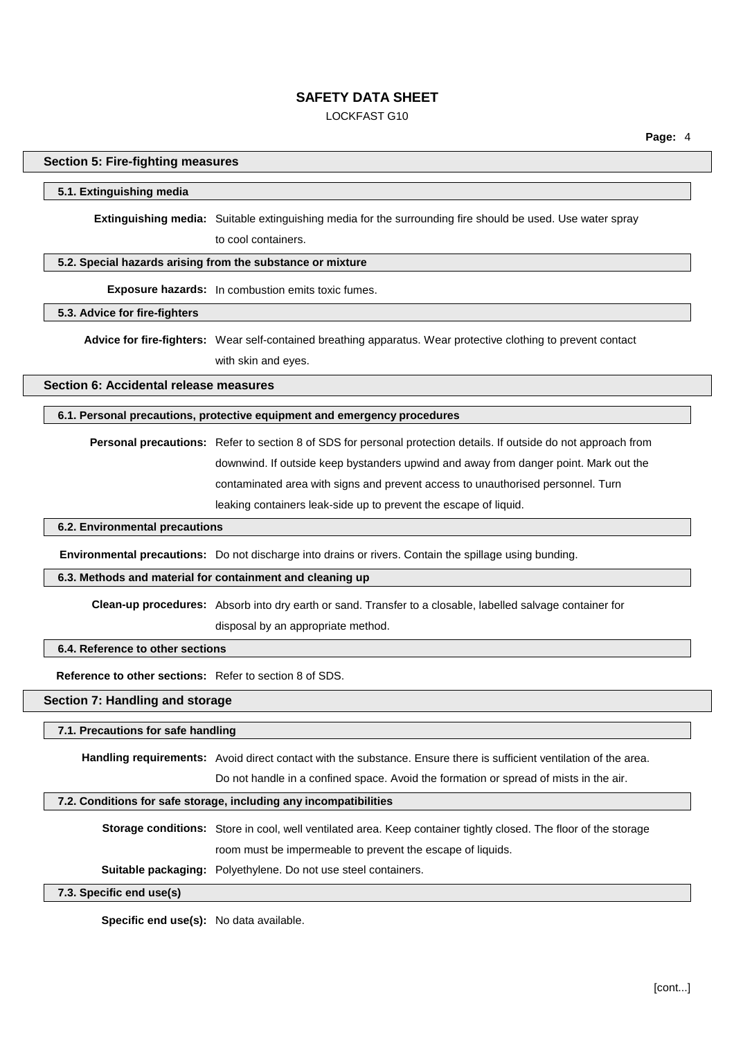## Section 5: Fire-fighting measures

### 5.1. Extinguishing media

**Extinguishing media:** Suitable extinguishing media for the surrounding fire should be used. Use water spray to cool containers.

### 5.2. Special hazards arising from the substance or mixture

**Exposure hazards:** In combustion emits toxic fumes.

### 5.3. Advice for fire-fighters

**Advice for fire-fighters:** Wear self-contained breathing apparatus. Wear protective clothing to prevent contact with skin and eyes.

## Section 6: Accidental release measures

### 6.1. Personal precautions, protective equipment and emergency procedures

**Personal precautions:** Refer to section 8 of SDS for personal protection details. If outside do not approach from downwind. If outside keep bystanders upwind and away from danger point. Mark out the contaminated area with signs and prevent access to unauthorised personnel. Turn leaking containers leak-side up to prevent the escape of liquid.

### 6.2. Environmental precautions

**Environmental precautions:** Do not discharge into drains or rivers. Contain the spillage using bunding.

### 6.3. Methods and material for containment and cleaning up

**Clean-up procedures:** Absorb into dry earth or sand. Transfer to a closable, labelled salvage container for disposal by an appropriate method.

### 6.4. Reference to other sections

**Reference to other sections:** Refer to section 8 of SDS.

## Section 7: Handling and storage

### 7.1. Precautions for safe handling

**Handling requirements:** Avoid direct contact with the substance. Ensure there is sufficient ventilation of the area. Do not handle in a confined space. Avoid the formation or spread of mists in the air.

### 7.2. Conditions for safe storage, including any incompatibilities

**Storage conditions:** Store in cool, well ventilated area. Keep container tightly closed. The floor of the storage room must be impermeable to prevent the escape of liquids.

**Suitable packaging:** Polyethylene. Do not use steel containers.

### 7.3. Specific end use(s)

**Specific end use(s):** No data available.

[cont...]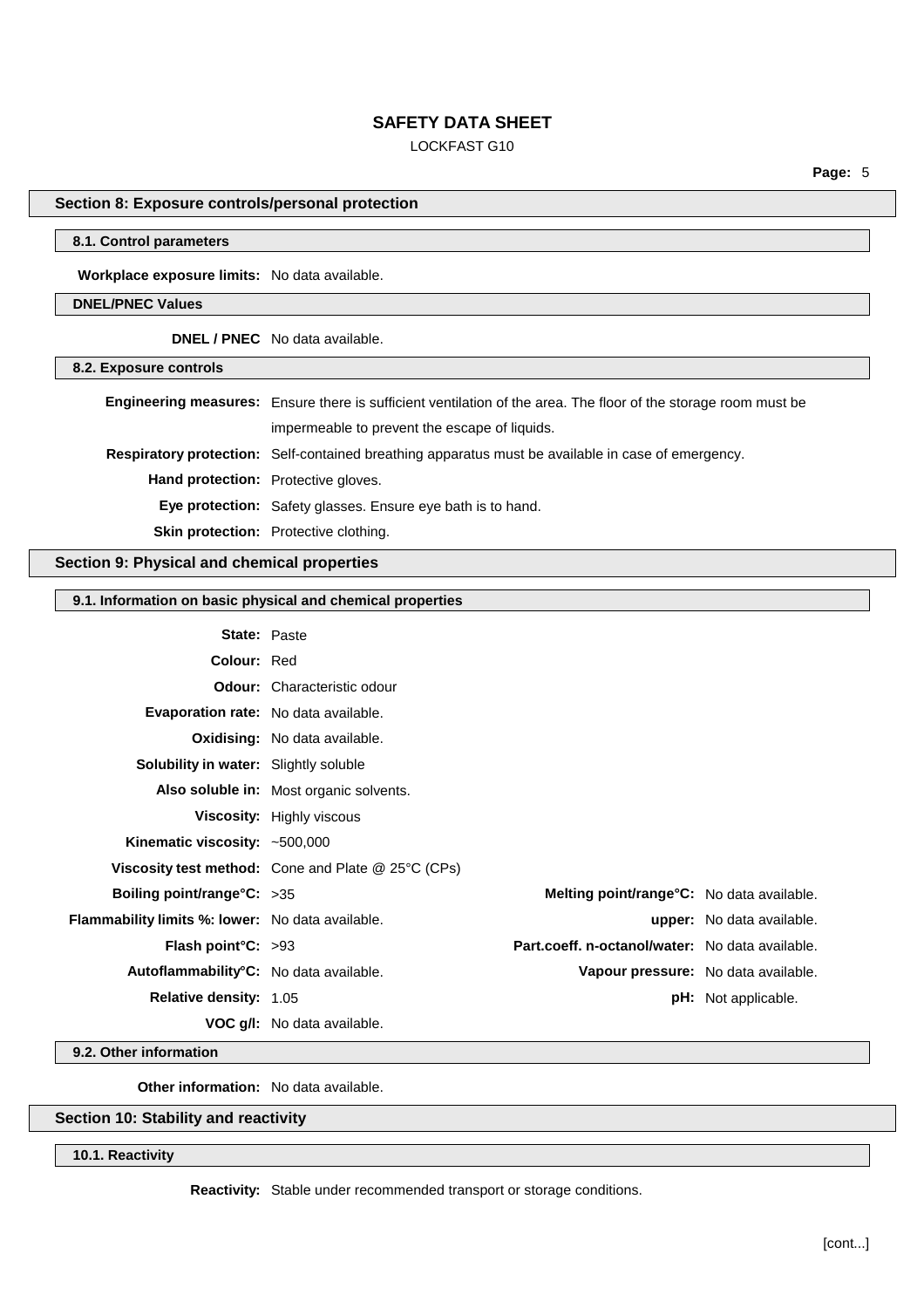## Section 8: Exposure controls/personal protection

### 8.1. Control parameters

**Workplace exposure limits:** No data available.

### DNEL/PNEC Values

**DNEL / PNEC** No data available.

### 8.2. Exposure controls

**Engineering measures:** Ensure there is sufficient ventilation of the area. The floor of the storage room must be impermeable to prevent the escape of liquids.

**Respiratory protection:** Self-contained breathing apparatus must be available in case of emergency.

**Hand protection:** Protective gloves.

**Eye protection:** Safety glasses. Ensure eye bath is to hand.

**Skin protection:** Protective clothing.

## Section 9: Physical and chemical properties

### 9.1. Information on basic physical and chemical properties

**State:** Paste

**Colour:** Red

**Odour:** Characteristic odour

**Evaporation rate:** No data available.

**Oxidising:** No data available.

**Solubility in water:** Slightly soluble

**Also soluble in:** Most organic solvents.

**Viscosity:** Highly viscous

**Kinematic viscosity:** ~500,000

**Viscosity test method:** Cone and Plate @ 25°C (CPs)

| | | | |
|---|---|---|---|
| **Boiling point/range°C:** | >35 | **Melting point/range°C:** | No data available. |
| **Flammability limits %: lower:** | No data available. | **upper:** | No data available. |
| **Flash point°C:** | >93 | **Part.coeff. n-octanol/water:** | No data available. |
| **Autoflammability°C:** | No data available. | **Vapour pressure:** | No data available. |
| **Relative density:** | 1.05 | **pH:** | Not applicable. |
| **VOC g/l:** | No data available. | | |

### 9.2. Other information

**Other information:** No data available.

## Section 10: Stability and reactivity

### 10.1. Reactivity

**Reactivity:** Stable under recommended transport or storage conditions.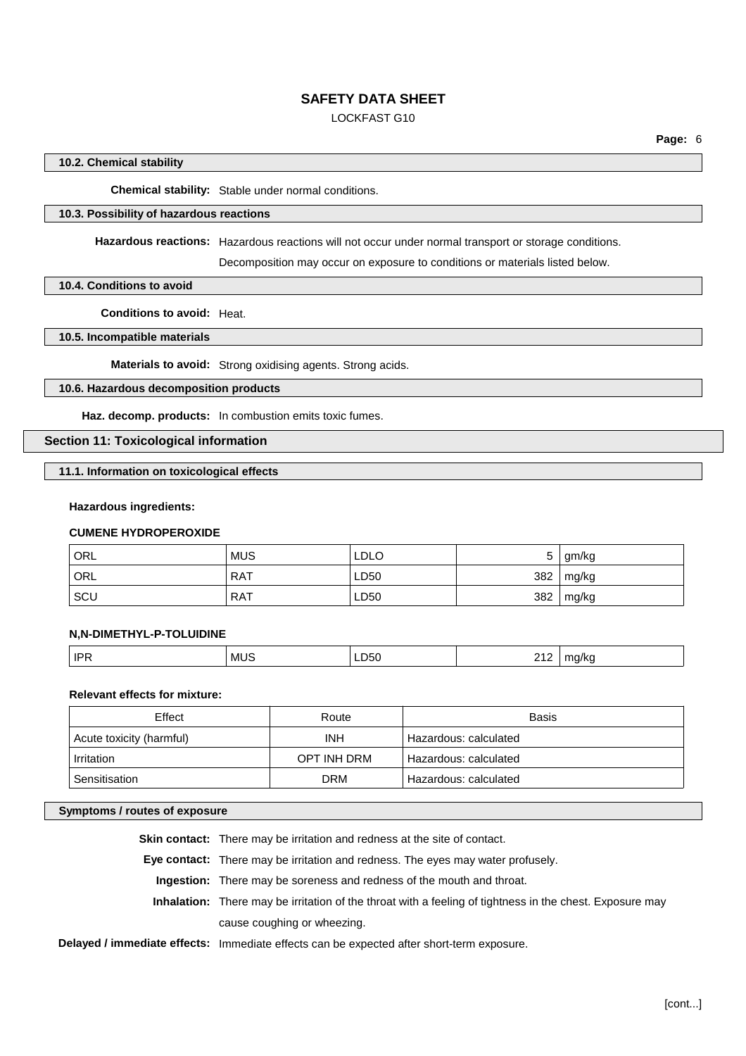### 10.2. Chemical stability

**Chemical stability:** Stable under normal conditions.

### 10.3. Possibility of hazardous reactions

**Hazardous reactions:** Hazardous reactions will not occur under normal transport or storage conditions.

Decomposition may occur on exposure to conditions or materials listed below.

### 10.4. Conditions to avoid

**Conditions to avoid:** Heat.

### 10.5. Incompatible materials

**Materials to avoid:** Strong oxidising agents. Strong acids.

### 10.6. Hazardous decomposition products

**Haz. decomp. products:** In combustion emits toxic fumes.

## Section 11: Toxicological information

### 11.1. Information on toxicological effects

**Hazardous ingredients:**

**CUMENE HYDROPEROXIDE**

| | | | | |
|---|---|---|---|---|
| ORL | MUS | LDLO | 5 | gm/kg |
| ORL | RAT | LD50 | 382 | mg/kg |
| SCU | RAT | LD50 | 382 | mg/kg |

**N,N-DIMETHYL-P-TOLUIDINE**

| | | | | |
|---|---|---|---|---|
| IPR | MUS | LD50 | 212 | mg/kg |

**Relevant effects for mixture:**

| Effect | Route | Basis |
|---|---|---|
| Acute toxicity (harmful) | INH | Hazardous: calculated |
| Irritation | OPT INH DRM | Hazardous: calculated |
| Sensitisation | DRM | Hazardous: calculated |

### Symptoms / routes of exposure

**Skin contact:** There may be irritation and redness at the site of contact.

**Eye contact:** There may be irritation and redness. The eyes may water profusely.

**Ingestion:** There may be soreness and redness of the mouth and throat.

**Inhalation:** There may be irritation of the throat with a feeling of tightness in the chest. Exposure may cause coughing or wheezing.

**Delayed / immediate effects:** Immediate effects can be expected after short-term exposure.

[cont...]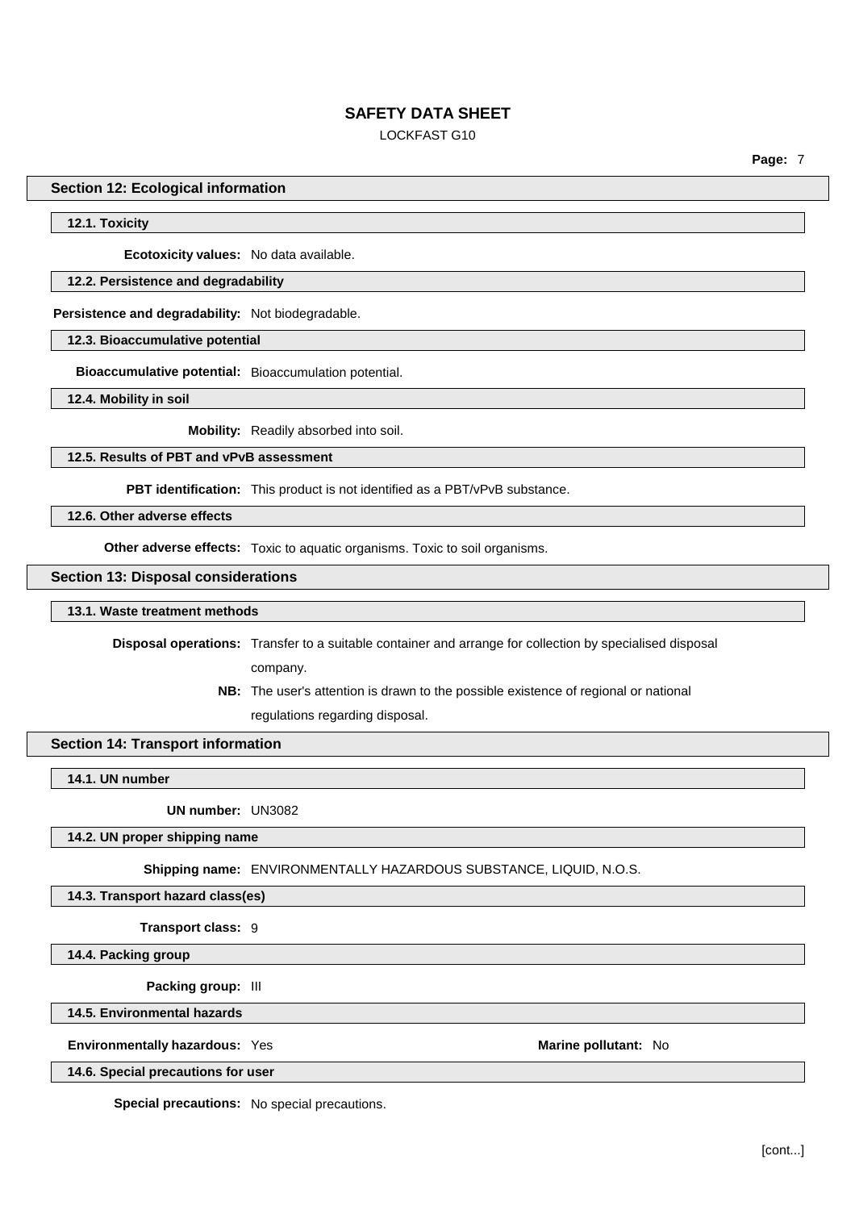## Section 12: Ecological information

### 12.1. Toxicity

**Ecotoxicity values:** No data available.

### 12.2. Persistence and degradability

**Persistence and degradability:** Not biodegradable.

### 12.3. Bioaccumulative potential

**Bioaccumulative potential:** Bioaccumulation potential.

### 12.4. Mobility in soil

**Mobility:** Readily absorbed into soil.

### 12.5. Results of PBT and vPvB assessment

**PBT identification:** This product is not identified as a PBT/vPvB substance.

### 12.6. Other adverse effects

**Other adverse effects:** Toxic to aquatic organisms. Toxic to soil organisms.

## Section 13: Disposal considerations

### 13.1. Waste treatment methods

**Disposal operations:** Transfer to a suitable container and arrange for collection by specialised disposal company.

**NB:** The user's attention is drawn to the possible existence of regional or national regulations regarding disposal.

## Section 14: Transport information

### 14.1. UN number

**UN number:** UN3082

### 14.2. UN proper shipping name

**Shipping name:** ENVIRONMENTALLY HAZARDOUS SUBSTANCE, LIQUID, N.O.S.

### 14.3. Transport hazard class(es)

**Transport class:** 9

### 14.4. Packing group

**Packing group:** III

### 14.5. Environmental hazards

**Environmentally hazardous:** Yes

**Marine pollutant:** No

### 14.6. Special precautions for user

**Special precautions:** No special precautions.

[cont...]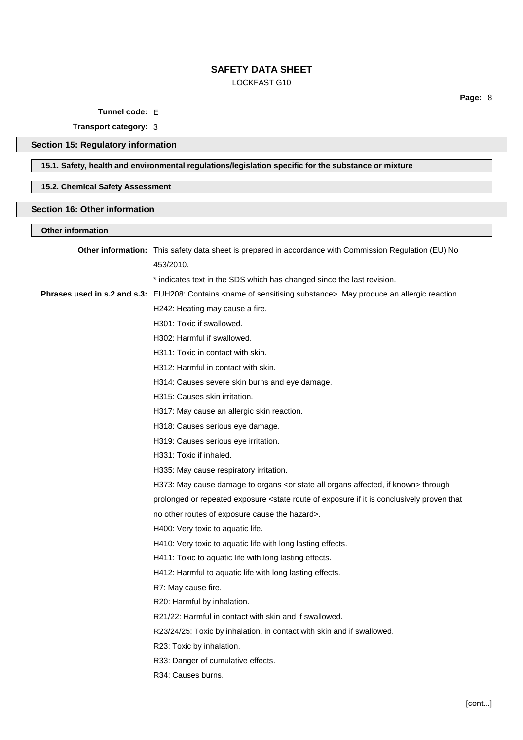**Tunnel code:** E

**Transport category:** 3

## Section 15: Regulatory information

### 15.1. Safety, health and environmental regulations/legislation specific for the substance or mixture

### 15.2. Chemical Safety Assessment

## Section 16: Other information

### Other information

**Other information:** This safety data sheet is prepared in accordance with Commission Regulation (EU) No 453/2010.

* indicates text in the SDS which has changed since the last revision.

**Phrases used in s.2 and s.3:**

EUH208: Contains <name of sensitising substance>. May produce an allergic reaction.

H242: Heating may cause a fire.

H301: Toxic if swallowed.

H302: Harmful if swallowed.

H311: Toxic in contact with skin.

H312: Harmful in contact with skin.

H314: Causes severe skin burns and eye damage.

H315: Causes skin irritation.

H317: May cause an allergic skin reaction.

H318: Causes serious eye damage.

H319: Causes serious eye irritation.

H331: Toxic if inhaled.

H335: May cause respiratory irritation.

H373: May cause damage to organs <or state all organs affected, if known> through prolonged or repeated exposure <state route of exposure if it is conclusively proven that no other routes of exposure cause the hazard>.

H400: Very toxic to aquatic life.

H410: Very toxic to aquatic life with long lasting effects.

H411: Toxic to aquatic life with long lasting effects.

H412: Harmful to aquatic life with long lasting effects.

R7: May cause fire.

R20: Harmful by inhalation.

R21/22: Harmful in contact with skin and if swallowed.

R23/24/25: Toxic by inhalation, in contact with skin and if swallowed.

R23: Toxic by inhalation.

R33: Danger of cumulative effects.

R34: Causes burns.

[cont...]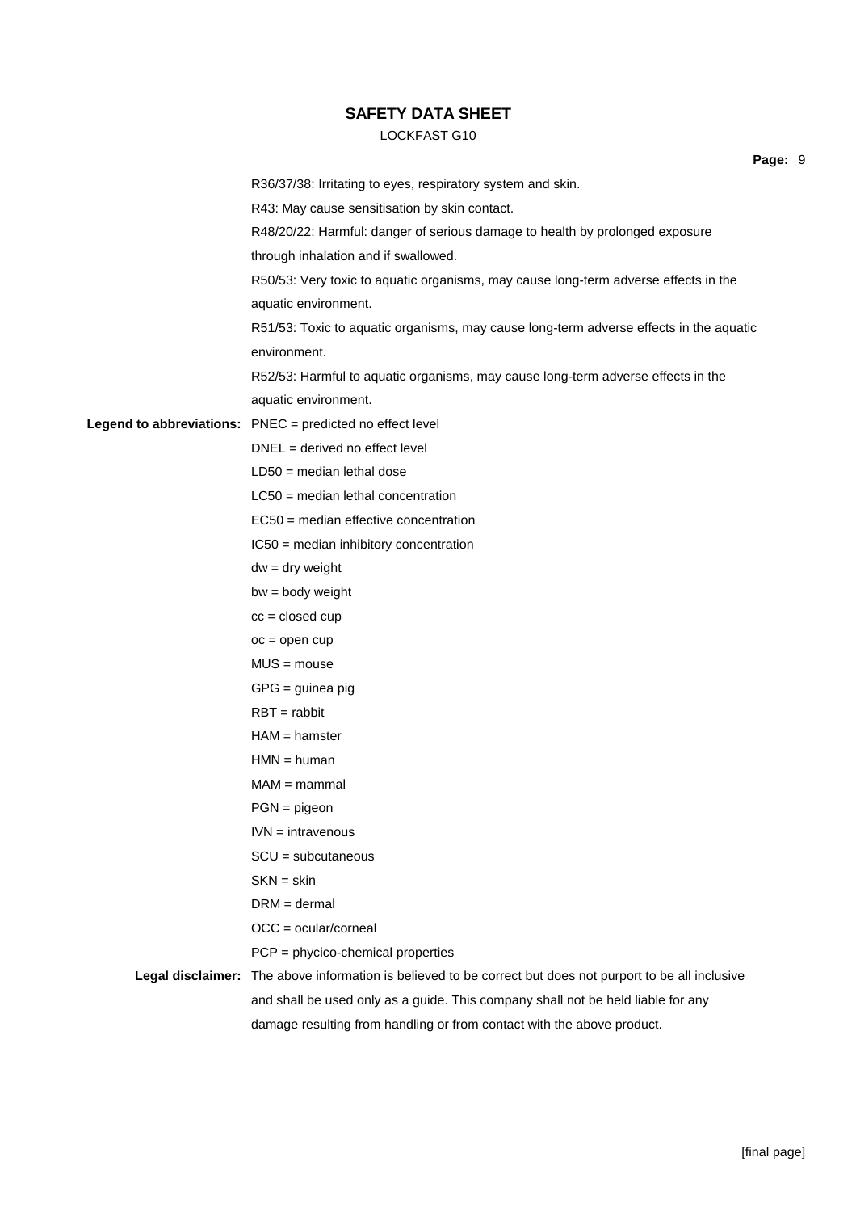R36/37/38: Irritating to eyes, respiratory system and skin.

R43: May cause sensitisation by skin contact.

R48/20/22: Harmful: danger of serious damage to health by prolonged exposure through inhalation and if swallowed.

R50/53: Very toxic to aquatic organisms, may cause long-term adverse effects in the aquatic environment.

R51/53: Toxic to aquatic organisms, may cause long-term adverse effects in the aquatic environment.

R52/53: Harmful to aquatic organisms, may cause long-term adverse effects in the aquatic environment.

**Legend to abbreviations:** PNEC = predicted no effect level

DNEL = derived no effect level

LD50 = median lethal dose

LC50 = median lethal concentration

EC50 = median effective concentration

IC50 = median inhibitory concentration

dw = dry weight

bw = body weight

cc = closed cup

oc = open cup

MUS = mouse

GPG = guinea pig

RBT = rabbit

HAM = hamster

HMN = human

MAM = mammal

PGN = pigeon

IVN = intravenous

SCU = subcutaneous

SKN = skin

DRM = dermal

OCC = ocular/corneal

PCP = phycico-chemical properties

**Legal disclaimer:** The above information is believed to be correct but does not purport to be all inclusive and shall be used only as a guide. This company shall not be held liable for any damage resulting from handling or from contact with the above product.

[final page]